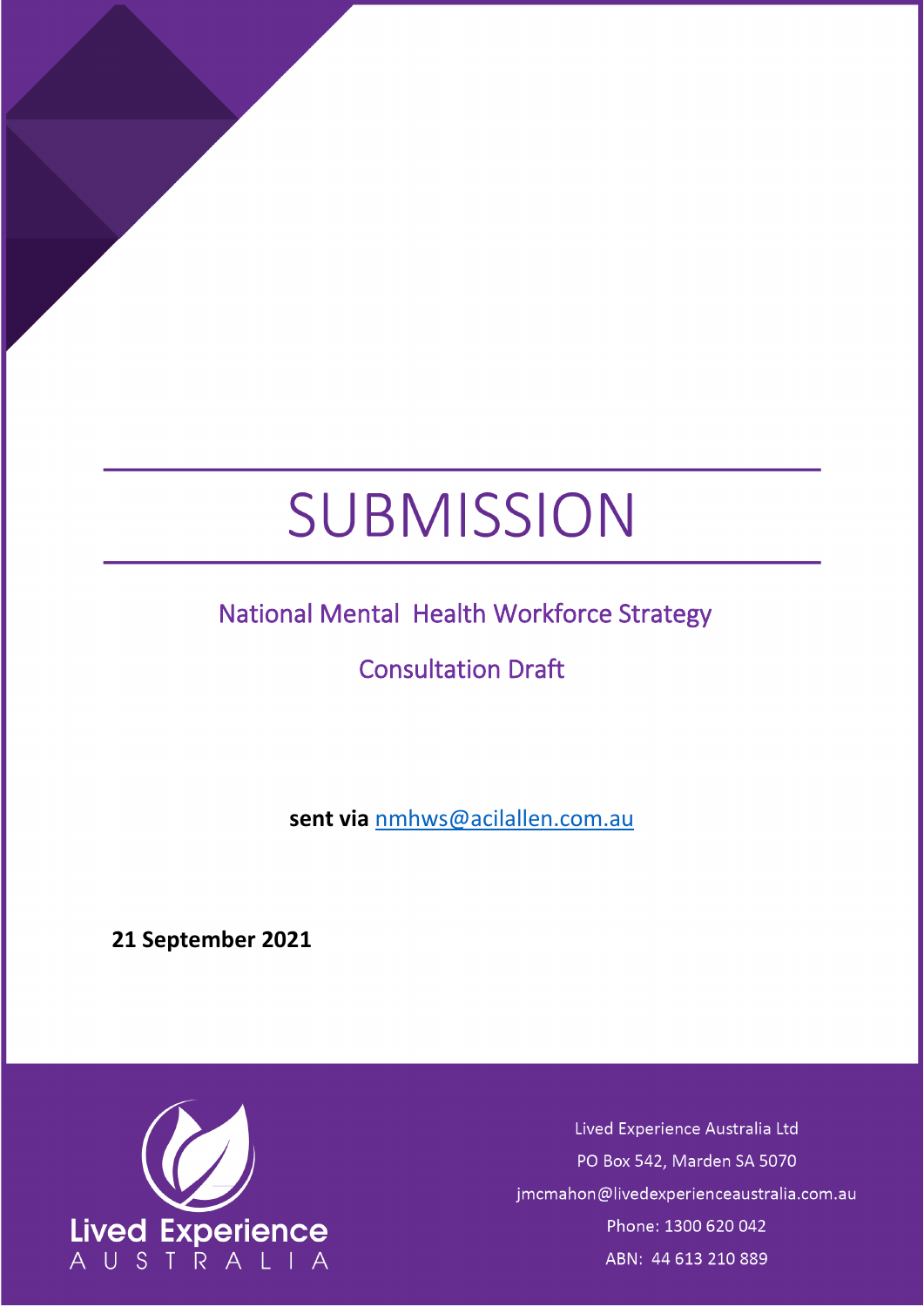# SUBMISSION

## National Mental Health Workforce Strategy

## Consultation Draft

**sent via** nmhws@acilallen.com.au

**21 September 2021**

Lived Experience Australia Ltd
PO Box 542, Marden SA 5070
jmcmahon@livedexperienceaustralia.com.au
Phone: 1300 620 042
ABN: 44 613 210 889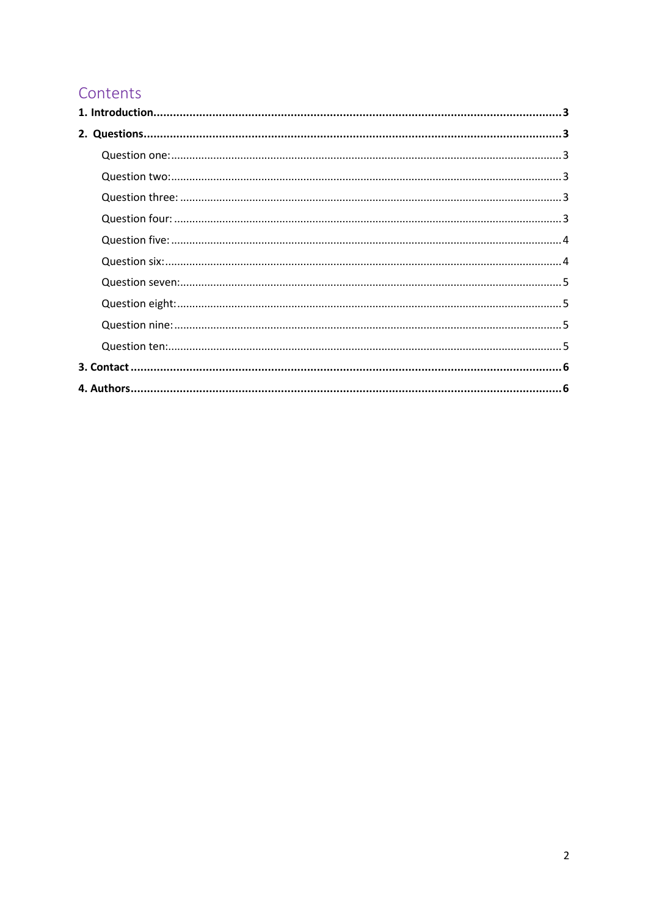# Contents

**1. Introduction** ........................................................................................................................ **3**

**2. Questions** .............................................................................................................................. **3**

- Question one: .......................................................................................................................... 3
- Question two: ........................................................................................................................... 3
- Question three: ........................................................................................................................ 3
- Question four: .......................................................................................................................... 3
- Question five: ........................................................................................................................... 4
- Question six: ............................................................................................................................. 4
- Question seven: ........................................................................................................................ 5
- Question eight: ......................................................................................................................... 5
- Question nine: .......................................................................................................................... 5
- Question ten: ............................................................................................................................ 5

**3. Contact** ................................................................................................................................. **6**

**4. Authors** ................................................................................................................................. **6**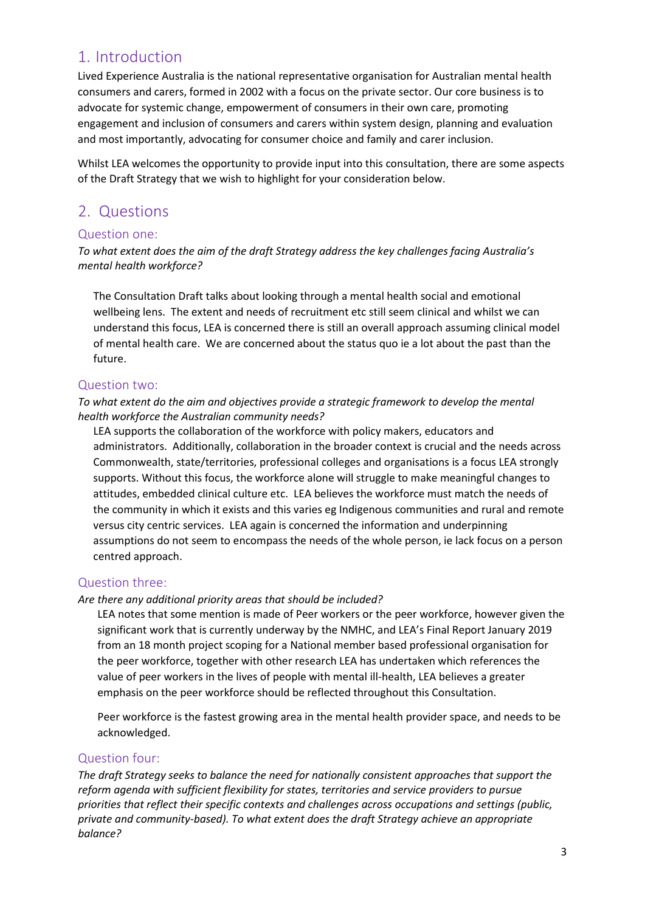## 1. Introduction

Lived Experience Australia is the national representative organisation for Australian mental health consumers and carers, formed in 2002 with a focus on the private sector. Our core business is to advocate for systemic change, empowerment of consumers in their own care, promoting engagement and inclusion of consumers and carers within system design, planning and evaluation and most importantly, advocating for consumer choice and family and carer inclusion.

Whilst LEA welcomes the opportunity to provide input into this consultation, there are some aspects of the Draft Strategy that we wish to highlight for your consideration below.

## 2. Questions

### Question one:

*To what extent does the aim of the draft Strategy address the key challenges facing Australia's mental health workforce?*

The Consultation Draft talks about looking through a mental health social and emotional wellbeing lens. The extent and needs of recruitment etc still seem clinical and whilst we can understand this focus, LEA is concerned there is still an overall approach assuming clinical model of mental health care. We are concerned about the status quo ie a lot about the past than the future.

### Question two:

*To what extent do the aim and objectives provide a strategic framework to develop the mental health workforce the Australian community needs?*

LEA supports the collaboration of the workforce with policy makers, educators and administrators. Additionally, collaboration in the broader context is crucial and the needs across Commonwealth, state/territories, professional colleges and organisations is a focus LEA strongly supports. Without this focus, the workforce alone will struggle to make meaningful changes to attitudes, embedded clinical culture etc. LEA believes the workforce must match the needs of the community in which it exists and this varies eg Indigenous communities and rural and remote versus city centric services. LEA again is concerned the information and underpinning assumptions do not seem to encompass the needs of the whole person, ie lack focus on a person centred approach.

### Question three:

*Are there any additional priority areas that should be included?*

LEA notes that some mention is made of Peer workers or the peer workforce, however given the significant work that is currently underway by the NMHC, and LEA's Final Report January 2019 from an 18 month project scoping for a National member based professional organisation for the peer workforce, together with other research LEA has undertaken which references the value of peer workers in the lives of people with mental ill-health, LEA believes a greater emphasis on the peer workforce should be reflected throughout this Consultation.

Peer workforce is the fastest growing area in the mental health provider space, and needs to be acknowledged.

### Question four:

*The draft Strategy seeks to balance the need for nationally consistent approaches that support the reform agenda with sufficient flexibility for states, territories and service providers to pursue priorities that reflect their specific contexts and challenges across occupations and settings (public, private and community-based). To what extent does the draft Strategy achieve an appropriate balance?*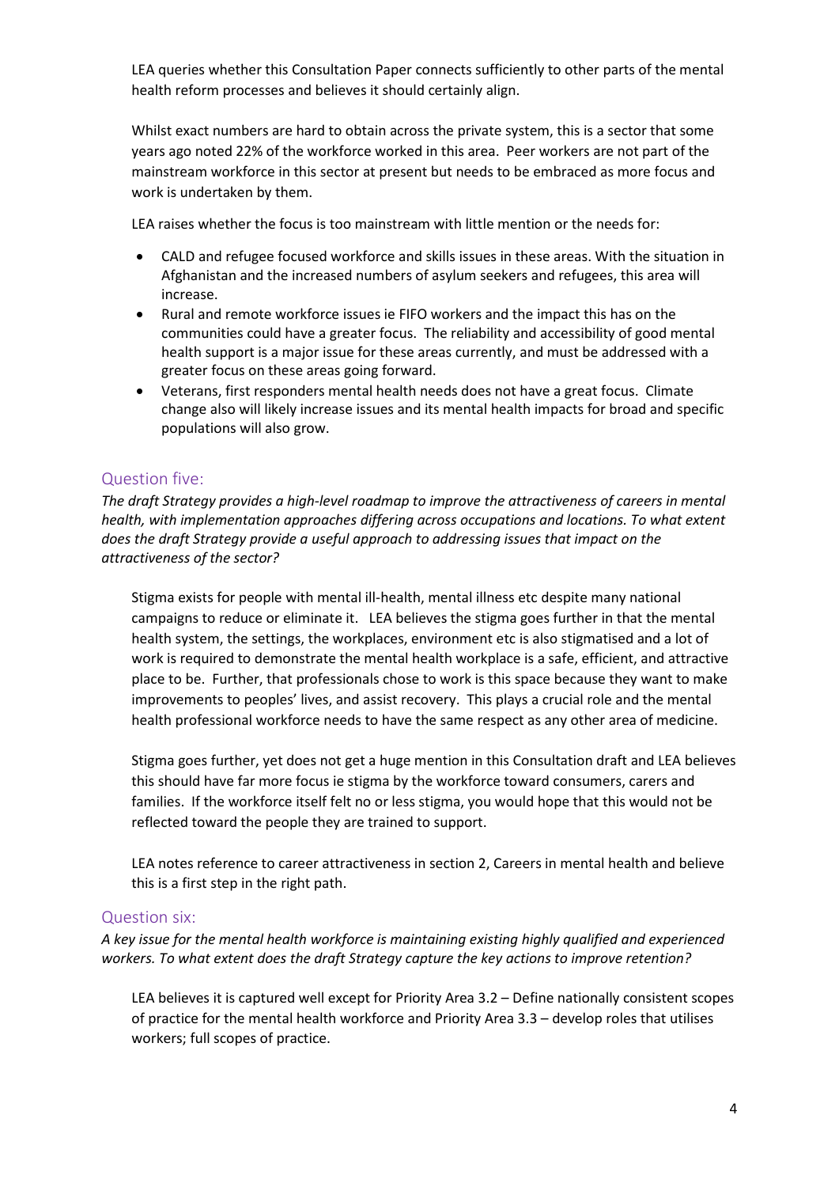LEA queries whether this Consultation Paper connects sufficiently to other parts of the mental health reform processes and believes it should certainly align.

Whilst exact numbers are hard to obtain across the private system, this is a sector that some years ago noted 22% of the workforce worked in this area. Peer workers are not part of the mainstream workforce in this sector at present but needs to be embraced as more focus and work is undertaken by them.

LEA raises whether the focus is too mainstream with little mention or the needs for:

- CALD and refugee focused workforce and skills issues in these areas. With the situation in Afghanistan and the increased numbers of asylum seekers and refugees, this area will increase.
- Rural and remote workforce issues ie FIFO workers and the impact this has on the communities could have a greater focus. The reliability and accessibility of good mental health support is a major issue for these areas currently, and must be addressed with a greater focus on these areas going forward.
- Veterans, first responders mental health needs does not have a great focus. Climate change also will likely increase issues and its mental health impacts for broad and specific populations will also grow.

## Question five:

*The draft Strategy provides a high-level roadmap to improve the attractiveness of careers in mental health, with implementation approaches differing across occupations and locations. To what extent does the draft Strategy provide a useful approach to addressing issues that impact on the attractiveness of the sector?*

Stigma exists for people with mental ill-health, mental illness etc despite many national campaigns to reduce or eliminate it. LEA believes the stigma goes further in that the mental health system, the settings, the workplaces, environment etc is also stigmatised and a lot of work is required to demonstrate the mental health workplace is a safe, efficient, and attractive place to be. Further, that professionals chose to work is this space because they want to make improvements to peoples' lives, and assist recovery. This plays a crucial role and the mental health professional workforce needs to have the same respect as any other area of medicine.

Stigma goes further, yet does not get a huge mention in this Consultation draft and LEA believes this should have far more focus ie stigma by the workforce toward consumers, carers and families. If the workforce itself felt no or less stigma, you would hope that this would not be reflected toward the people they are trained to support.

LEA notes reference to career attractiveness in section 2, Careers in mental health and believe this is a first step in the right path.

## Question six:

*A key issue for the mental health workforce is maintaining existing highly qualified and experienced workers. To what extent does the draft Strategy capture the key actions to improve retention?*

LEA believes it is captured well except for Priority Area 3.2 – Define nationally consistent scopes of practice for the mental health workforce and Priority Area 3.3 – develop roles that utilises workers; full scopes of practice.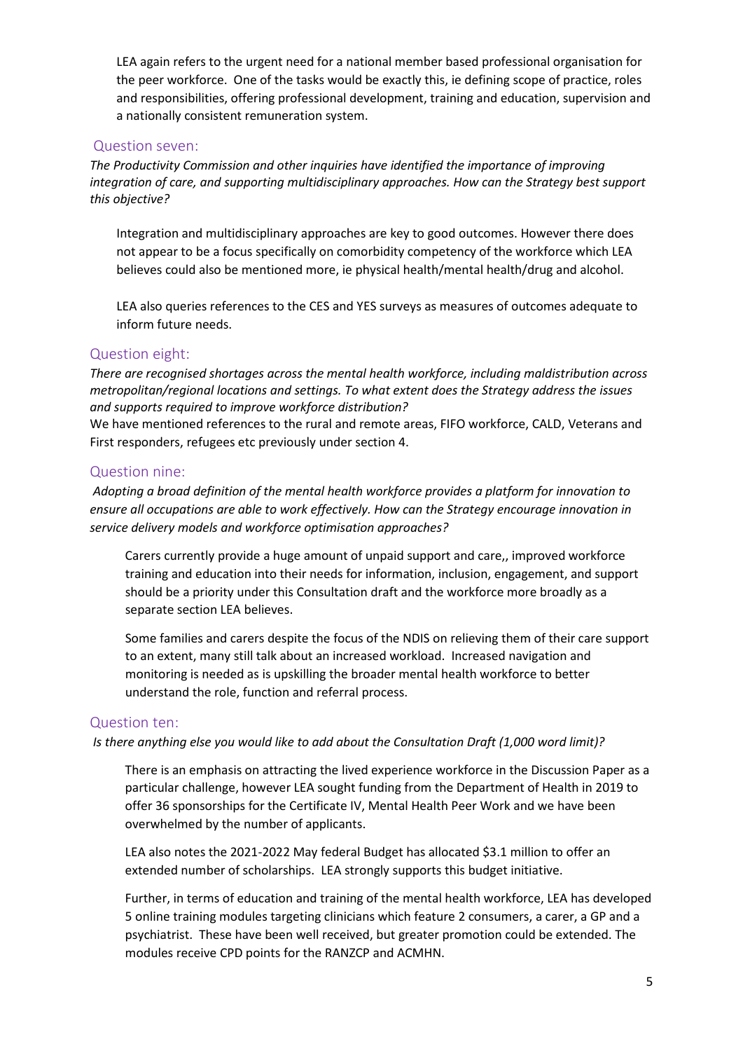LEA again refers to the urgent need for a national member based professional organisation for the peer workforce. One of the tasks would be exactly this, ie defining scope of practice, roles and responsibilities, offering professional development, training and education, supervision and a nationally consistent remuneration system.

## Question seven:

*The Productivity Commission and other inquiries have identified the importance of improving integration of care, and supporting multidisciplinary approaches. How can the Strategy best support this objective?*

Integration and multidisciplinary approaches are key to good outcomes. However there does not appear to be a focus specifically on comorbidity competency of the workforce which LEA believes could also be mentioned more, ie physical health/mental health/drug and alcohol.

LEA also queries references to the CES and YES surveys as measures of outcomes adequate to inform future needs.

## Question eight:

*There are recognised shortages across the mental health workforce, including maldistribution across metropolitan/regional locations and settings. To what extent does the Strategy address the issues and supports required to improve workforce distribution?*

We have mentioned references to the rural and remote areas, FIFO workforce, CALD, Veterans and First responders, refugees etc previously under section 4.

## Question nine:

*Adopting a broad definition of the mental health workforce provides a platform for innovation to ensure all occupations are able to work effectively. How can the Strategy encourage innovation in service delivery models and workforce optimisation approaches?*

Carers currently provide a huge amount of unpaid support and care,, improved workforce training and education into their needs for information, inclusion, engagement, and support should be a priority under this Consultation draft and the workforce more broadly as a separate section LEA believes.

Some families and carers despite the focus of the NDIS on relieving them of their care support to an extent, many still talk about an increased workload. Increased navigation and monitoring is needed as is upskilling the broader mental health workforce to better understand the role, function and referral process.

## Question ten:

*Is there anything else you would like to add about the Consultation Draft (1,000 word limit)?*

There is an emphasis on attracting the lived experience workforce in the Discussion Paper as a particular challenge, however LEA sought funding from the Department of Health in 2019 to offer 36 sponsorships for the Certificate IV, Mental Health Peer Work and we have been overwhelmed by the number of applicants.

LEA also notes the 2021-2022 May federal Budget has allocated $3.1 million to offer an extended number of scholarships. LEA strongly supports this budget initiative.

Further, in terms of education and training of the mental health workforce, LEA has developed 5 online training modules targeting clinicians which feature 2 consumers, a carer, a GP and a psychiatrist. These have been well received, but greater promotion could be extended. The modules receive CPD points for the RANZCP and ACMHN.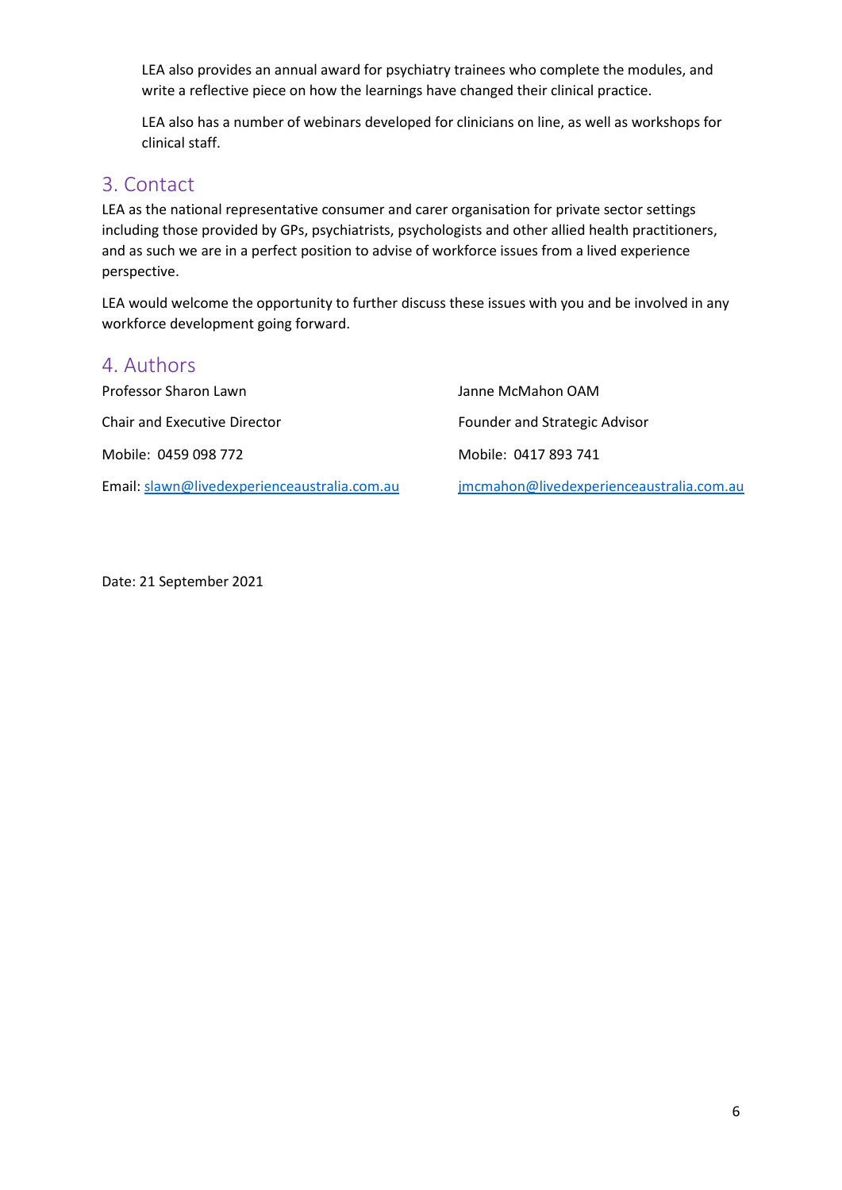LEA also provides an annual award for psychiatry trainees who complete the modules, and write a reflective piece on how the learnings have changed their clinical practice.

LEA also has a number of webinars developed for clinicians on line, as well as workshops for clinical staff.

## 3. Contact

LEA as the national representative consumer and carer organisation for private sector settings including those provided by GPs, psychiatrists, psychologists and other allied health practitioners, and as such we are in a perfect position to advise of workforce issues from a lived experience perspective.

LEA would welcome the opportunity to further discuss these issues with you and be involved in any workforce development going forward.

## 4. Authors

Professor Sharon Lawn

Chair and Executive Director

Mobile: 0459 098 772

Email: slawn@livedexperienceaustralia.com.au

Janne McMahon OAM

Founder and Strategic Advisor

Mobile: 0417 893 741

jmcmahon@livedexperienceaustralia.com.au

Date: 21 September 2021